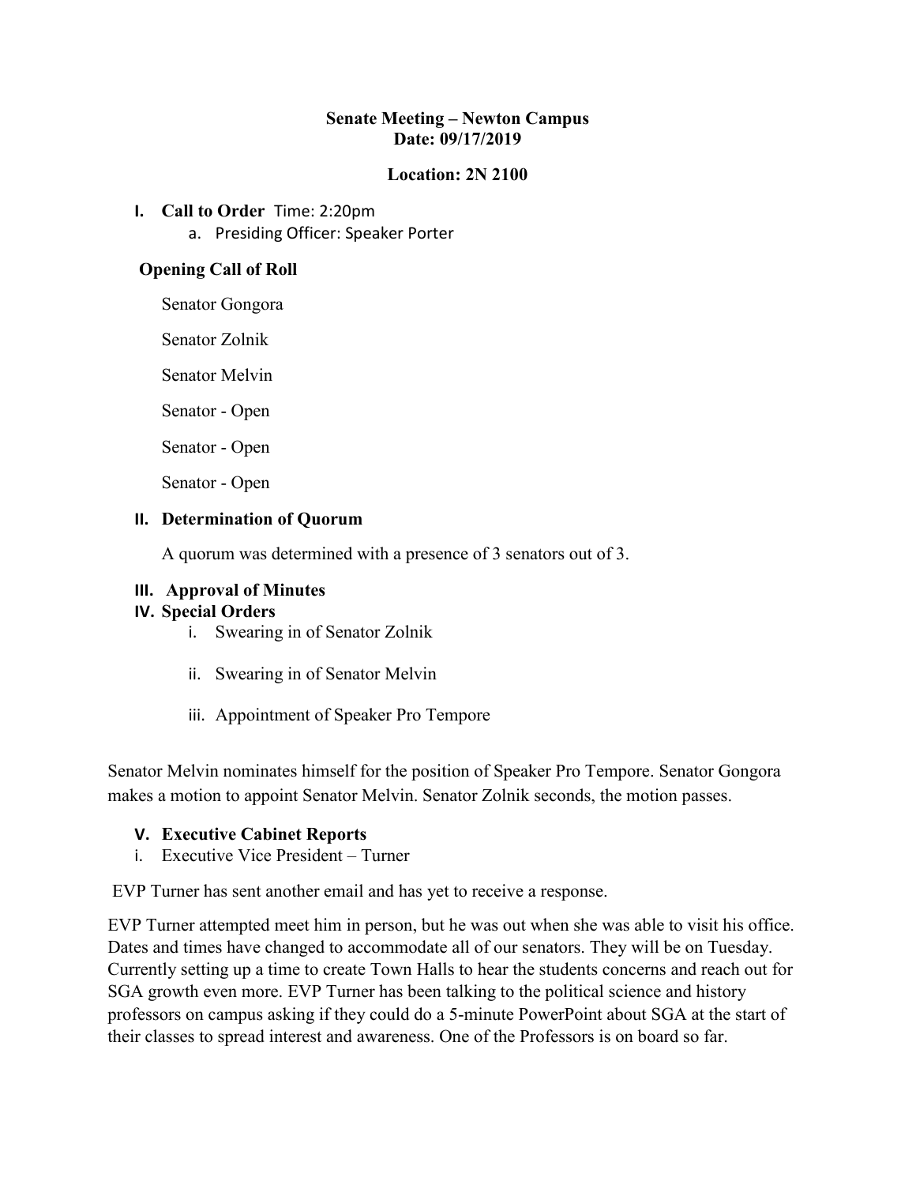# Senate Meeting – Newton Campus
## Date: 09/17/2019

## Location: 2N 2100

**I. Call to Order** Time: 2:20pm

a. Presiding Officer: Speaker Porter

**Opening Call of Roll**

Senator Gongora

Senator Zolnik

Senator Melvin

Senator - Open

Senator - Open

Senator - Open

**II. Determination of Quorum**

A quorum was determined with a presence of 3 senators out of 3.

**III. Approval of Minutes**

**IV. Special Orders**

i. Swearing in of Senator Zolnik

ii. Swearing in of Senator Melvin

iii. Appointment of Speaker Pro Tempore

Senator Melvin nominates himself for the position of Speaker Pro Tempore. Senator Gongora makes a motion to appoint Senator Melvin. Senator Zolnik seconds, the motion passes.

**V. Executive Cabinet Reports**

i. Executive Vice President – Turner

EVP Turner has sent another email and has yet to receive a response.

EVP Turner attempted meet him in person, but he was out when she was able to visit his office. Dates and times have changed to accommodate all of our senators. They will be on Tuesday. Currently setting up a time to create Town Halls to hear the students concerns and reach out for SGA growth even more. EVP Turner has been talking to the political science and history professors on campus asking if they could do a 5-minute PowerPoint about SGA at the start of their classes to spread interest and awareness. One of the Professors is on board so far.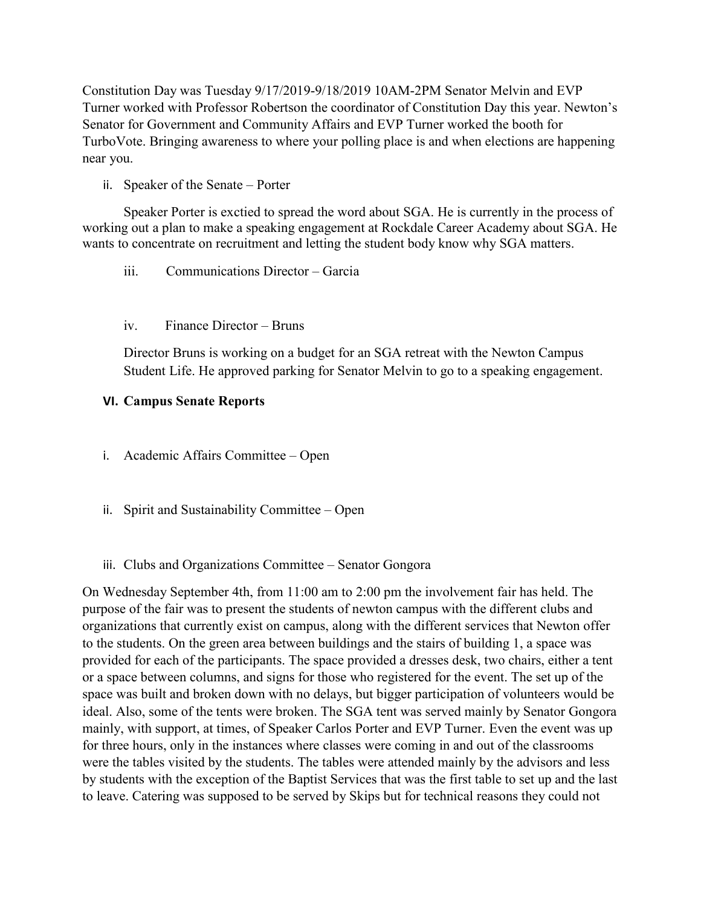Constitution Day was Tuesday 9/17/2019-9/18/2019 10AM-2PM Senator Melvin and EVP Turner worked with Professor Robertson the coordinator of Constitution Day this year. Newton's Senator for Government and Community Affairs and EVP Turner worked the booth for TurboVote. Bringing awareness to where your polling place is and when elections are happening near you.

ii. Speaker of the Senate – Porter

Speaker Porter is exctied to spread the word about SGA. He is currently in the process of working out a plan to make a speaking engagement at Rockdale Career Academy about SGA. He wants to concentrate on recruitment and letting the student body know why SGA matters.

iii. Communications Director – Garcia

iv. Finance Director – Bruns

Director Bruns is working on a budget for an SGA retreat with the Newton Campus Student Life. He approved parking for Senator Melvin to go to a speaking engagement.

## VI. Campus Senate Reports

i. Academic Affairs Committee – Open

ii. Spirit and Sustainability Committee – Open

iii. Clubs and Organizations Committee – Senator Gongora

On Wednesday September 4th, from 11:00 am to 2:00 pm the involvement fair has held. The purpose of the fair was to present the students of newton campus with the different clubs and organizations that currently exist on campus, along with the different services that Newton offer to the students. On the green area between buildings and the stairs of building 1, a space was provided for each of the participants. The space provided a dresses desk, two chairs, either a tent or a space between columns, and signs for those who registered for the event. The set up of the space was built and broken down with no delays, but bigger participation of volunteers would be ideal. Also, some of the tents were broken. The SGA tent was served mainly by Senator Gongora mainly, with support, at times, of Speaker Carlos Porter and EVP Turner. Even the event was up for three hours, only in the instances where classes were coming in and out of the classrooms were the tables visited by the students. The tables were attended mainly by the advisors and less by students with the exception of the Baptist Services that was the first table to set up and the last to leave. Catering was supposed to be served by Skips but for technical reasons they could not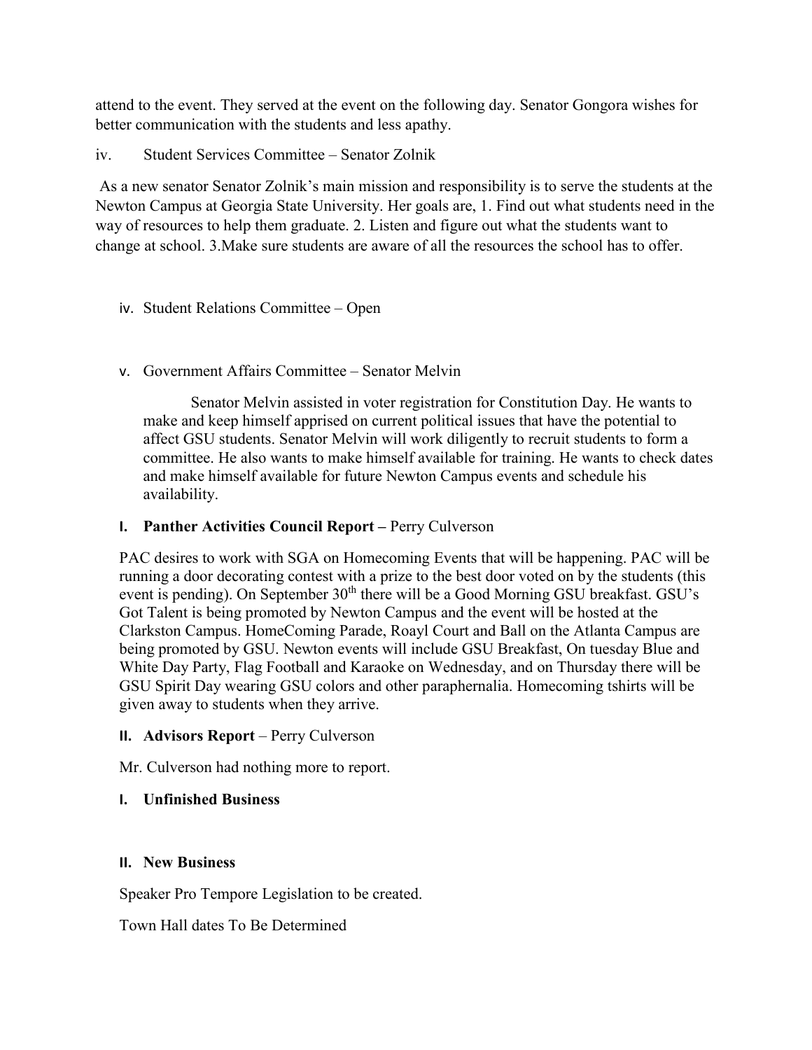attend to the event. They served at the event on the following day. Senator Gongora wishes for better communication with the students and less apathy.

iv. Student Services Committee – Senator Zolnik

As a new senator Senator Zolnik's main mission and responsibility is to serve the students at the Newton Campus at Georgia State University. Her goals are, 1. Find out what students need in the way of resources to help them graduate. 2. Listen and figure out what the students want to change at school. 3.Make sure students are aware of all the resources the school has to offer.

iv. Student Relations Committee – Open

v. Government Affairs Committee – Senator Melvin

Senator Melvin assisted in voter registration for Constitution Day. He wants to make and keep himself apprised on current political issues that have the potential to affect GSU students. Senator Melvin will work diligently to recruit students to form a committee. He also wants to make himself available for training. He wants to check dates and make himself available for future Newton Campus events and schedule his availability.

**I. Panther Activities Council Report –** Perry Culverson

PAC desires to work with SGA on Homecoming Events that will be happening. PAC will be running a door decorating contest with a prize to the best door voted on by the students (this event is pending). On September 30th there will be a Good Morning GSU breakfast. GSU's Got Talent is being promoted by Newton Campus and the event will be hosted at the Clarkston Campus. HomeComing Parade, Roayl Court and Ball on the Atlanta Campus are being promoted by GSU. Newton events will include GSU Breakfast, On tuesday Blue and White Day Party, Flag Football and Karaoke on Wednesday, and on Thursday there will be GSU Spirit Day wearing GSU colors and other paraphernalia. Homecoming tshirts will be given away to students when they arrive.

**II. Advisors Report** – Perry Culverson

Mr. Culverson had nothing more to report.

**I. Unfinished Business**

**II. New Business**

Speaker Pro Tempore Legislation to be created.

Town Hall dates To Be Determined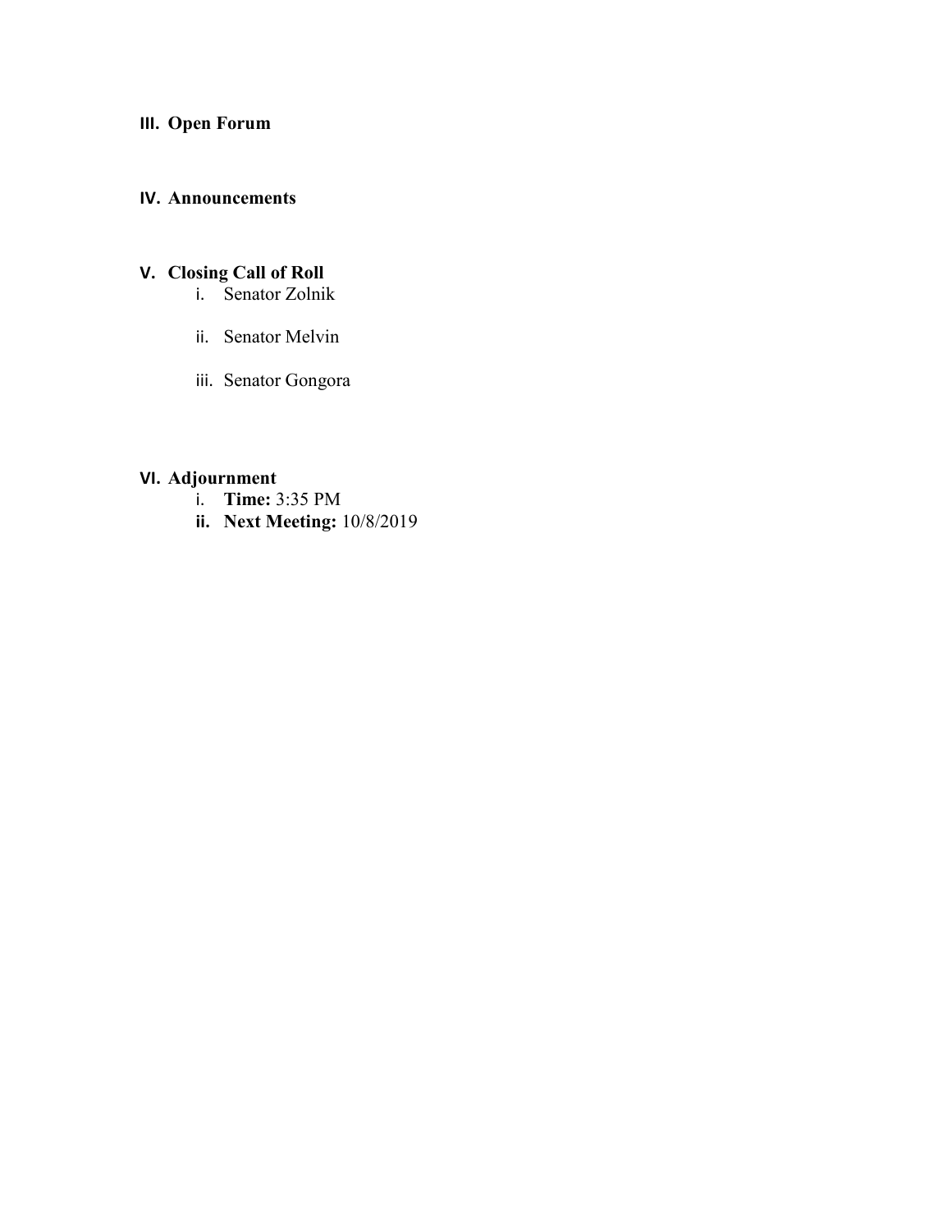## III. Open Forum

## IV. Announcements

## V. Closing Call of Roll

i. Senator Zolnik

ii. Senator Melvin

iii. Senator Gongora

## VI. Adjournment

i. **Time:** 3:35 PM
ii. **Next Meeting:** 10/8/2019